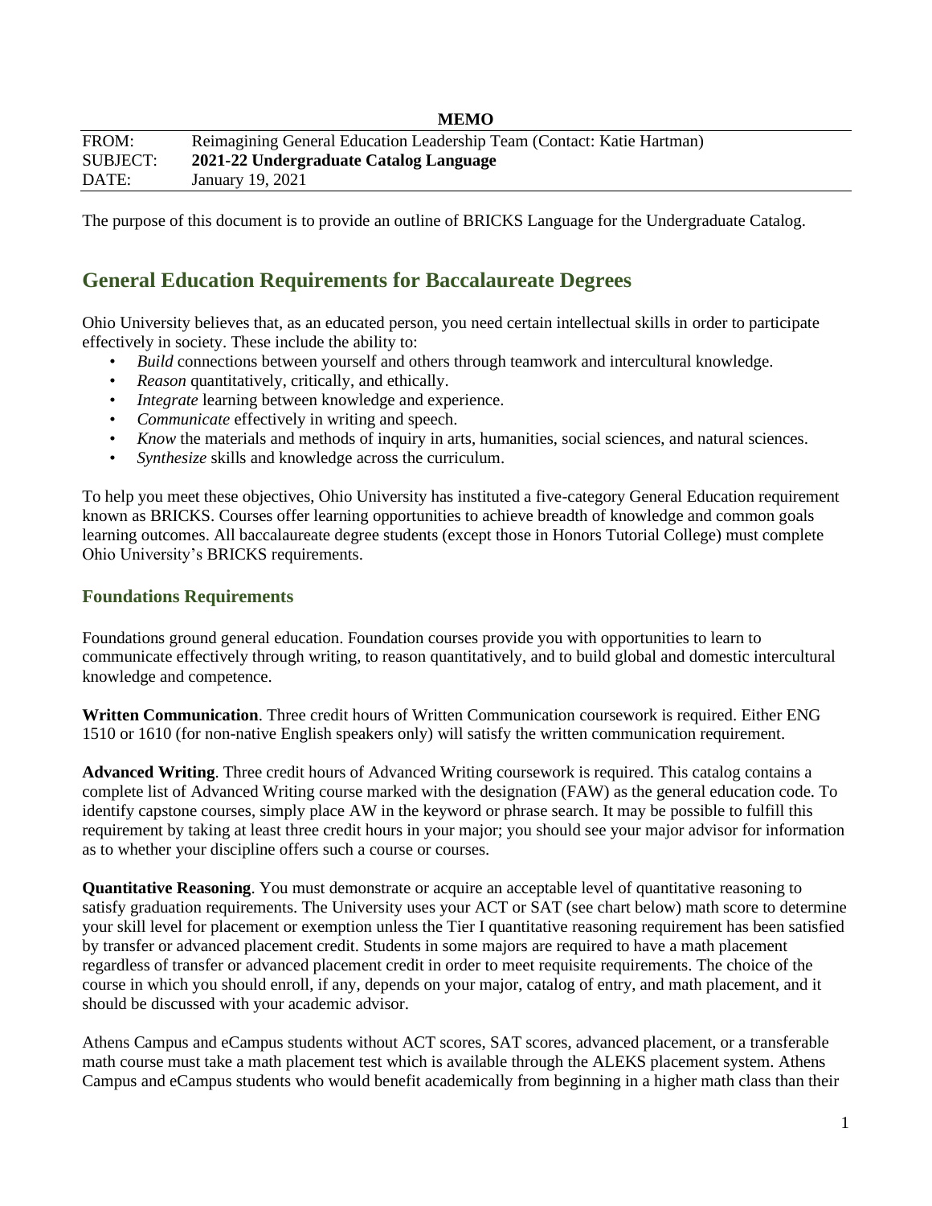**MEMO**

| | |
|---|---|
| FROM: | Reimagining General Education Leadership Team (Contact: Katie Hartman) |
| SUBJECT: | **2021-22 Undergraduate Catalog Language** |
| DATE: | January 19, 2021 |

The purpose of this document is to provide an outline of BRICKS Language for the Undergraduate Catalog.

## General Education Requirements for Baccalaureate Degrees

Ohio University believes that, as an educated person, you need certain intellectual skills in order to participate effectively in society. These include the ability to:

- *Build* connections between yourself and others through teamwork and intercultural knowledge.
- *Reason* quantitatively, critically, and ethically.
- *Integrate* learning between knowledge and experience.
- *Communicate* effectively in writing and speech.
- *Know* the materials and methods of inquiry in arts, humanities, social sciences, and natural sciences.
- *Synthesize* skills and knowledge across the curriculum.

To help you meet these objectives, Ohio University has instituted a five-category General Education requirement known as BRICKS. Courses offer learning opportunities to achieve breadth of knowledge and common goals learning outcomes. All baccalaureate degree students (except those in Honors Tutorial College) must complete Ohio University's BRICKS requirements.

### Foundations Requirements

Foundations ground general education. Foundation courses provide you with opportunities to learn to communicate effectively through writing, to reason quantitatively, and to build global and domestic intercultural knowledge and competence.

**Written Communication**. Three credit hours of Written Communication coursework is required. Either ENG 1510 or 1610 (for non-native English speakers only) will satisfy the written communication requirement.

**Advanced Writing**. Three credit hours of Advanced Writing coursework is required. This catalog contains a complete list of Advanced Writing course marked with the designation (FAW) as the general education code. To identify capstone courses, simply place AW in the keyword or phrase search. It may be possible to fulfill this requirement by taking at least three credit hours in your major; you should see your major advisor for information as to whether your discipline offers such a course or courses.

**Quantitative Reasoning**. You must demonstrate or acquire an acceptable level of quantitative reasoning to satisfy graduation requirements. The University uses your ACT or SAT (see chart below) math score to determine your skill level for placement or exemption unless the Tier I quantitative reasoning requirement has been satisfied by transfer or advanced placement credit. Students in some majors are required to have a math placement regardless of transfer or advanced placement credit in order to meet requisite requirements. The choice of the course in which you should enroll, if any, depends on your major, catalog of entry, and math placement, and it should be discussed with your academic advisor.

Athens Campus and eCampus students without ACT scores, SAT scores, advanced placement, or a transferable math course must take a math placement test which is available through the ALEKS placement system. Athens Campus and eCampus students who would benefit academically from beginning in a higher math class than their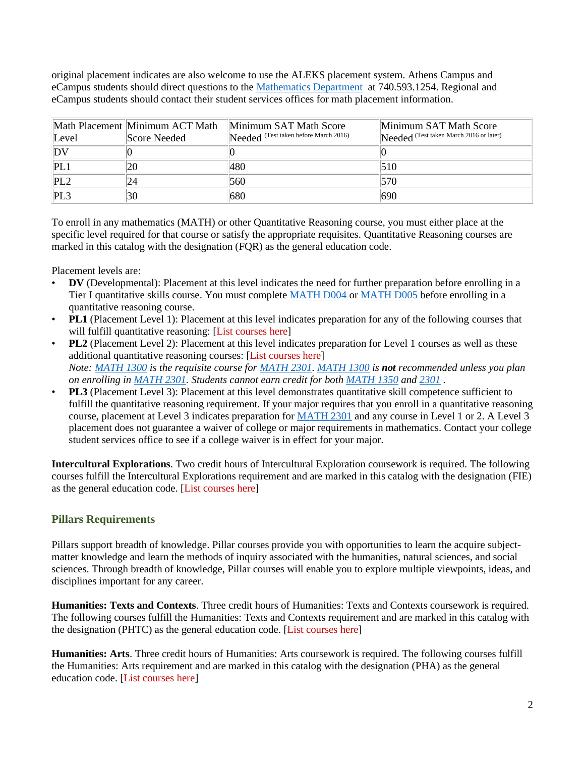original placement indicates are also welcome to use the ALEKS placement system. Athens Campus and eCampus students should direct questions to the Mathematics Department at 740.593.1254. Regional and eCampus students should contact their student services offices for math placement information.

| Math Placement Level | Minimum ACT Math Score Needed | Minimum SAT Math Score Needed (Test taken before March 2016) | Minimum SAT Math Score Needed (Test taken March 2016 or later) |
|---|---|---|---|
| DV | 0 | 0 | 0 |
| PL1 | 20 | 480 | 510 |
| PL2 | 24 | 560 | 570 |
| PL3 | 30 | 680 | 690 |

To enroll in any mathematics (MATH) or other Quantitative Reasoning course, you must either place at the specific level required for that course or satisfy the appropriate requisites. Quantitative Reasoning courses are marked in this catalog with the designation (FQR) as the general education code.

Placement levels are:

- **DV** (Developmental): Placement at this level indicates the need for further preparation before enrolling in a Tier I quantitative skills course. You must complete MATH D004 or MATH D005 before enrolling in a quantitative reasoning course.
- **PL1** (Placement Level 1): Placement at this level indicates preparation for any of the following courses that will fulfill quantitative reasoning: [List courses here]
- **PL2** (Placement Level 2): Placement at this level indicates preparation for Level 1 courses as well as these additional quantitative reasoning courses: [List courses here]
  *Note: MATH 1300 is the requisite course for MATH 2301. MATH 1300 is **not** recommended unless you plan on enrolling in MATH 2301. Students cannot earn credit for both MATH 1350 and 2301 .*
- **PL3** (Placement Level 3): Placement at this level demonstrates quantitative skill competence sufficient to fulfill the quantitative reasoning requirement. If your major requires that you enroll in a quantitative reasoning course, placement at Level 3 indicates preparation for MATH 2301 and any course in Level 1 or 2. A Level 3 placement does not guarantee a waiver of college or major requirements in mathematics. Contact your college student services office to see if a college waiver is in effect for your major.

**Intercultural Explorations**. Two credit hours of Intercultural Exploration coursework is required. The following courses fulfill the Intercultural Explorations requirement and are marked in this catalog with the designation (FIE) as the general education code. [List courses here]

## Pillars Requirements

Pillars support breadth of knowledge. Pillar courses provide you with opportunities to learn the acquire subject-matter knowledge and learn the methods of inquiry associated with the humanities, natural sciences, and social sciences. Through breadth of knowledge, Pillar courses will enable you to explore multiple viewpoints, ideas, and disciplines important for any career.

**Humanities: Texts and Contexts**. Three credit hours of Humanities: Texts and Contexts coursework is required. The following courses fulfill the Humanities: Texts and Contexts requirement and are marked in this catalog with the designation (PHTC) as the general education code. [List courses here]

**Humanities: Arts**. Three credit hours of Humanities: Arts coursework is required. The following courses fulfill the Humanities: Arts requirement and are marked in this catalog with the designation (PHA) as the general education code. [List courses here]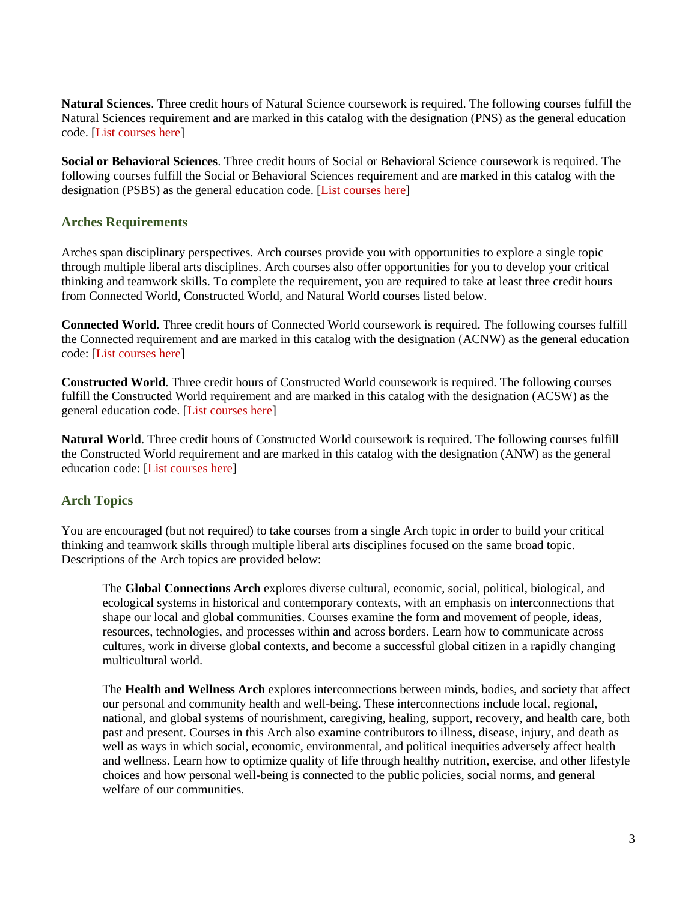**Natural Sciences**. Three credit hours of Natural Science coursework is required. The following courses fulfill the Natural Sciences requirement and are marked in this catalog with the designation (PNS) as the general education code. [List courses here]

**Social or Behavioral Sciences**. Three credit hours of Social or Behavioral Science coursework is required. The following courses fulfill the Social or Behavioral Sciences requirement and are marked in this catalog with the designation (PSBS) as the general education code. [List courses here]

## Arches Requirements

Arches span disciplinary perspectives. Arch courses provide you with opportunities to explore a single topic through multiple liberal arts disciplines. Arch courses also offer opportunities for you to develop your critical thinking and teamwork skills. To complete the requirement, you are required to take at least three credit hours from Connected World, Constructed World, and Natural World courses listed below.

**Connected World**. Three credit hours of Connected World coursework is required. The following courses fulfill the Connected requirement and are marked in this catalog with the designation (ACNW) as the general education code: [List courses here]

**Constructed World**. Three credit hours of Constructed World coursework is required. The following courses fulfill the Constructed World requirement and are marked in this catalog with the designation (ACSW) as the general education code. [List courses here]

**Natural World**. Three credit hours of Constructed World coursework is required. The following courses fulfill the Constructed World requirement and are marked in this catalog with the designation (ANW) as the general education code: [List courses here]

## Arch Topics

You are encouraged (but not required) to take courses from a single Arch topic in order to build your critical thinking and teamwork skills through multiple liberal arts disciplines focused on the same broad topic. Descriptions of the Arch topics are provided below:

> The **Global Connections Arch** explores diverse cultural, economic, social, political, biological, and ecological systems in historical and contemporary contexts, with an emphasis on interconnections that shape our local and global communities. Courses examine the form and movement of people, ideas, resources, technologies, and processes within and across borders. Learn how to communicate across cultures, work in diverse global contexts, and become a successful global citizen in a rapidly changing multicultural world.
>
> The **Health and Wellness Arch** explores interconnections between minds, bodies, and society that affect our personal and community health and well-being. These interconnections include local, regional, national, and global systems of nourishment, caregiving, healing, support, recovery, and health care, both past and present. Courses in this Arch also examine contributors to illness, disease, injury, and death as well as ways in which social, economic, environmental, and political inequities adversely affect health and wellness. Learn how to optimize quality of life through healthy nutrition, exercise, and other lifestyle choices and how personal well-being is connected to the public policies, social norms, and general welfare of our communities.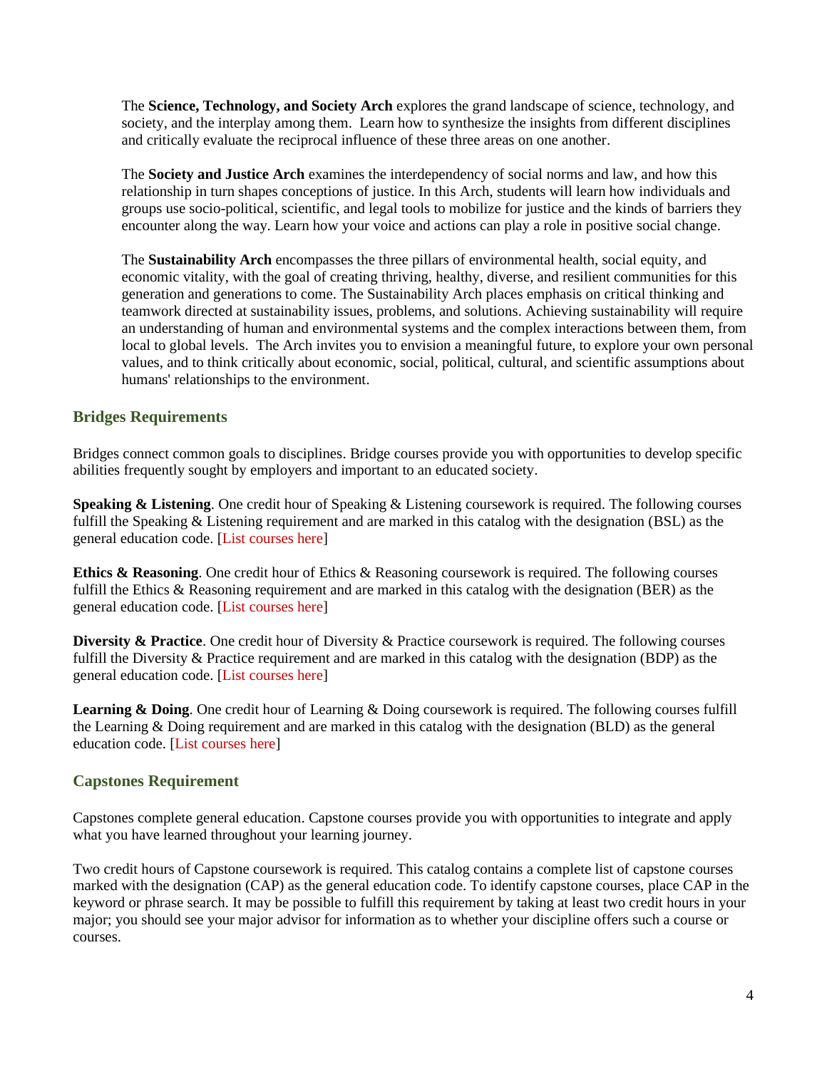The **Science, Technology, and Society Arch** explores the grand landscape of science, technology, and society, and the interplay among them. Learn how to synthesize the insights from different disciplines and critically evaluate the reciprocal influence of these three areas on one another.

The **Society and Justice Arch** examines the interdependency of social norms and law, and how this relationship in turn shapes conceptions of justice. In this Arch, students will learn how individuals and groups use socio-political, scientific, and legal tools to mobilize for justice and the kinds of barriers they encounter along the way. Learn how your voice and actions can play a role in positive social change.

The **Sustainability Arch** encompasses the three pillars of environmental health, social equity, and economic vitality, with the goal of creating thriving, healthy, diverse, and resilient communities for this generation and generations to come. The Sustainability Arch places emphasis on critical thinking and teamwork directed at sustainability issues, problems, and solutions. Achieving sustainability will require an understanding of human and environmental systems and the complex interactions between them, from local to global levels. The Arch invites you to envision a meaningful future, to explore your own personal values, and to think critically about economic, social, political, cultural, and scientific assumptions about humans' relationships to the environment.

## Bridges Requirements

Bridges connect common goals to disciplines. Bridge courses provide you with opportunities to develop specific abilities frequently sought by employers and important to an educated society.

**Speaking & Listening**. One credit hour of Speaking & Listening coursework is required. The following courses fulfill the Speaking & Listening requirement and are marked in this catalog with the designation (BSL) as the general education code. [List courses here]

**Ethics & Reasoning**. One credit hour of Ethics & Reasoning coursework is required. The following courses fulfill the Ethics & Reasoning requirement and are marked in this catalog with the designation (BER) as the general education code. [List courses here]

**Diversity & Practice**. One credit hour of Diversity & Practice coursework is required. The following courses fulfill the Diversity & Practice requirement and are marked in this catalog with the designation (BDP) as the general education code. [List courses here]

**Learning & Doing**. One credit hour of Learning & Doing coursework is required. The following courses fulfill the Learning & Doing requirement and are marked in this catalog with the designation (BLD) as the general education code. [List courses here]

## Capstones Requirement

Capstones complete general education. Capstone courses provide you with opportunities to integrate and apply what you have learned throughout your learning journey.

Two credit hours of Capstone coursework is required. This catalog contains a complete list of capstone courses marked with the designation (CAP) as the general education code. To identify capstone courses, place CAP in the keyword or phrase search. It may be possible to fulfill this requirement by taking at least two credit hours in your major; you should see your major advisor for information as to whether your discipline offers such a course or courses.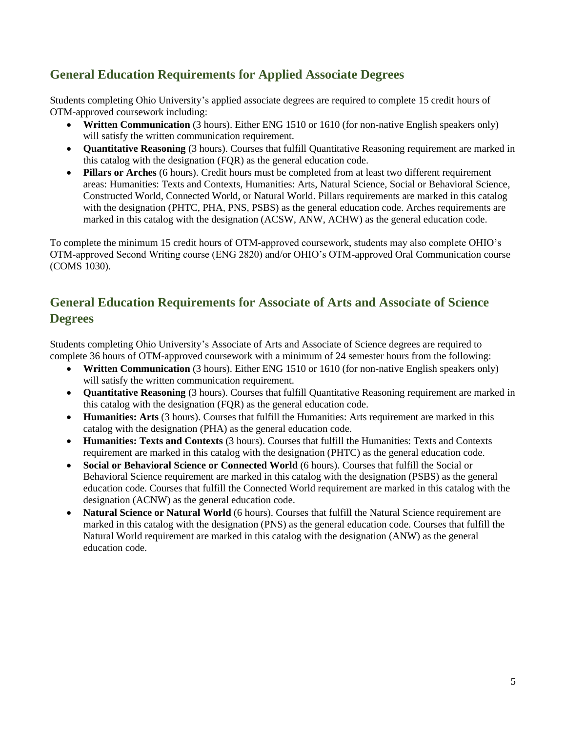## General Education Requirements for Applied Associate Degrees

Students completing Ohio University's applied associate degrees are required to complete 15 credit hours of OTM-approved coursework including:

- **Written Communication** (3 hours). Either ENG 1510 or 1610 (for non-native English speakers only) will satisfy the written communication requirement.
- **Quantitative Reasoning** (3 hours). Courses that fulfill Quantitative Reasoning requirement are marked in this catalog with the designation (FQR) as the general education code.
- **Pillars or Arches** (6 hours). Credit hours must be completed from at least two different requirement areas: Humanities: Texts and Contexts, Humanities: Arts, Natural Science, Social or Behavioral Science, Constructed World, Connected World, or Natural World. Pillars requirements are marked in this catalog with the designation (PHTC, PHA, PNS, PSBS) as the general education code. Arches requirements are marked in this catalog with the designation (ACSW, ANW, ACHW) as the general education code.

To complete the minimum 15 credit hours of OTM-approved coursework, students may also complete OHIO's OTM-approved Second Writing course (ENG 2820) and/or OHIO's OTM-approved Oral Communication course (COMS 1030).

## General Education Requirements for Associate of Arts and Associate of Science Degrees

Students completing Ohio University's Associate of Arts and Associate of Science degrees are required to complete 36 hours of OTM-approved coursework with a minimum of 24 semester hours from the following:

- **Written Communication** (3 hours). Either ENG 1510 or 1610 (for non-native English speakers only) will satisfy the written communication requirement.
- **Quantitative Reasoning** (3 hours). Courses that fulfill Quantitative Reasoning requirement are marked in this catalog with the designation (FQR) as the general education code.
- **Humanities: Arts** (3 hours). Courses that fulfill the Humanities: Arts requirement are marked in this catalog with the designation (PHA) as the general education code.
- **Humanities: Texts and Contexts** (3 hours). Courses that fulfill the Humanities: Texts and Contexts requirement are marked in this catalog with the designation (PHTC) as the general education code.
- **Social or Behavioral Science or Connected World** (6 hours). Courses that fulfill the Social or Behavioral Science requirement are marked in this catalog with the designation (PSBS) as the general education code. Courses that fulfill the Connected World requirement are marked in this catalog with the designation (ACNW) as the general education code.
- **Natural Science or Natural World** (6 hours). Courses that fulfill the Natural Science requirement are marked in this catalog with the designation (PNS) as the general education code. Courses that fulfill the Natural World requirement are marked in this catalog with the designation (ANW) as the general education code.